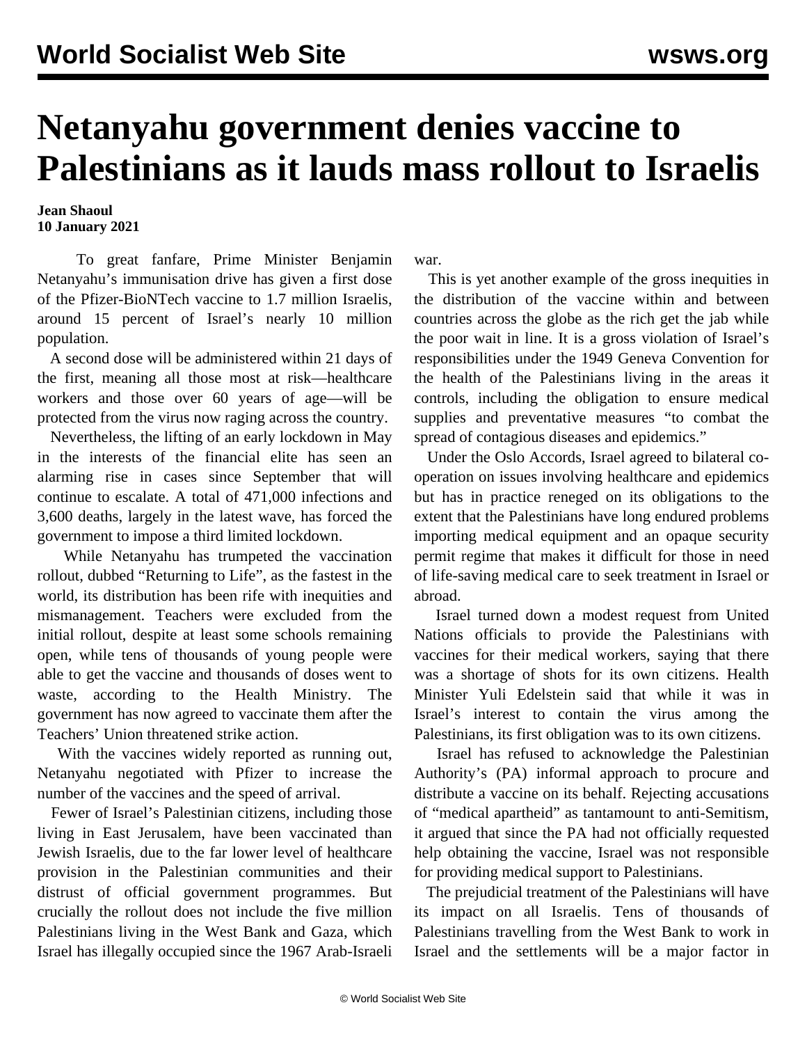# Netanyahu government denies vaccine to Palestinians as it lauds mass rollout to Israelis

**Jean Shaoul**
**10 January 2021**

To great fanfare, Prime Minister Benjamin Netanyahu's immunisation drive has given a first dose of the Pfizer-BioNTech vaccine to 1.7 million Israelis, around 15 percent of Israel's nearly 10 million population.

A second dose will be administered within 21 days of the first, meaning all those most at risk—healthcare workers and those over 60 years of age—will be protected from the virus now raging across the country.

Nevertheless, the lifting of an early lockdown in May in the interests of the financial elite has seen an alarming rise in cases since September that will continue to escalate. A total of 471,000 infections and 3,600 deaths, largely in the latest wave, has forced the government to impose a third limited lockdown.

While Netanyahu has trumpeted the vaccination rollout, dubbed "Returning to Life", as the fastest in the world, its distribution has been rife with inequities and mismanagement. Teachers were excluded from the initial rollout, despite at least some schools remaining open, while tens of thousands of young people were able to get the vaccine and thousands of doses went to waste, according to the Health Ministry. The government has now agreed to vaccinate them after the Teachers' Union threatened strike action.

With the vaccines widely reported as running out, Netanyahu negotiated with Pfizer to increase the number of the vaccines and the speed of arrival.

Fewer of Israel's Palestinian citizens, including those living in East Jerusalem, have been vaccinated than Jewish Israelis, due to the far lower level of healthcare provision in the Palestinian communities and their distrust of official government programmes. But crucially the rollout does not include the five million Palestinians living in the West Bank and Gaza, which Israel has illegally occupied since the 1967 Arab-Israeli war.

This is yet another example of the gross inequities in the distribution of the vaccine within and between countries across the globe as the rich get the jab while the poor wait in line. It is a gross violation of Israel's responsibilities under the 1949 Geneva Convention for the health of the Palestinians living in the areas it controls, including the obligation to ensure medical supplies and preventative measures "to combat the spread of contagious diseases and epidemics."

Under the Oslo Accords, Israel agreed to bilateral co-operation on issues involving healthcare and epidemics but has in practice reneged on its obligations to the extent that the Palestinians have long endured problems importing medical equipment and an opaque security permit regime that makes it difficult for those in need of life-saving medical care to seek treatment in Israel or abroad.

Israel turned down a modest request from United Nations officials to provide the Palestinians with vaccines for their medical workers, saying that there was a shortage of shots for its own citizens. Health Minister Yuli Edelstein said that while it was in Israel's interest to contain the virus among the Palestinians, its first obligation was to its own citizens.

Israel has refused to acknowledge the Palestinian Authority's (PA) informal approach to procure and distribute a vaccine on its behalf. Rejecting accusations of "medical apartheid" as tantamount to anti-Semitism, it argued that since the PA had not officially requested help obtaining the vaccine, Israel was not responsible for providing medical support to Palestinians.

The prejudicial treatment of the Palestinians will have its impact on all Israelis. Tens of thousands of Palestinians travelling from the West Bank to work in Israel and the settlements will be a major factor in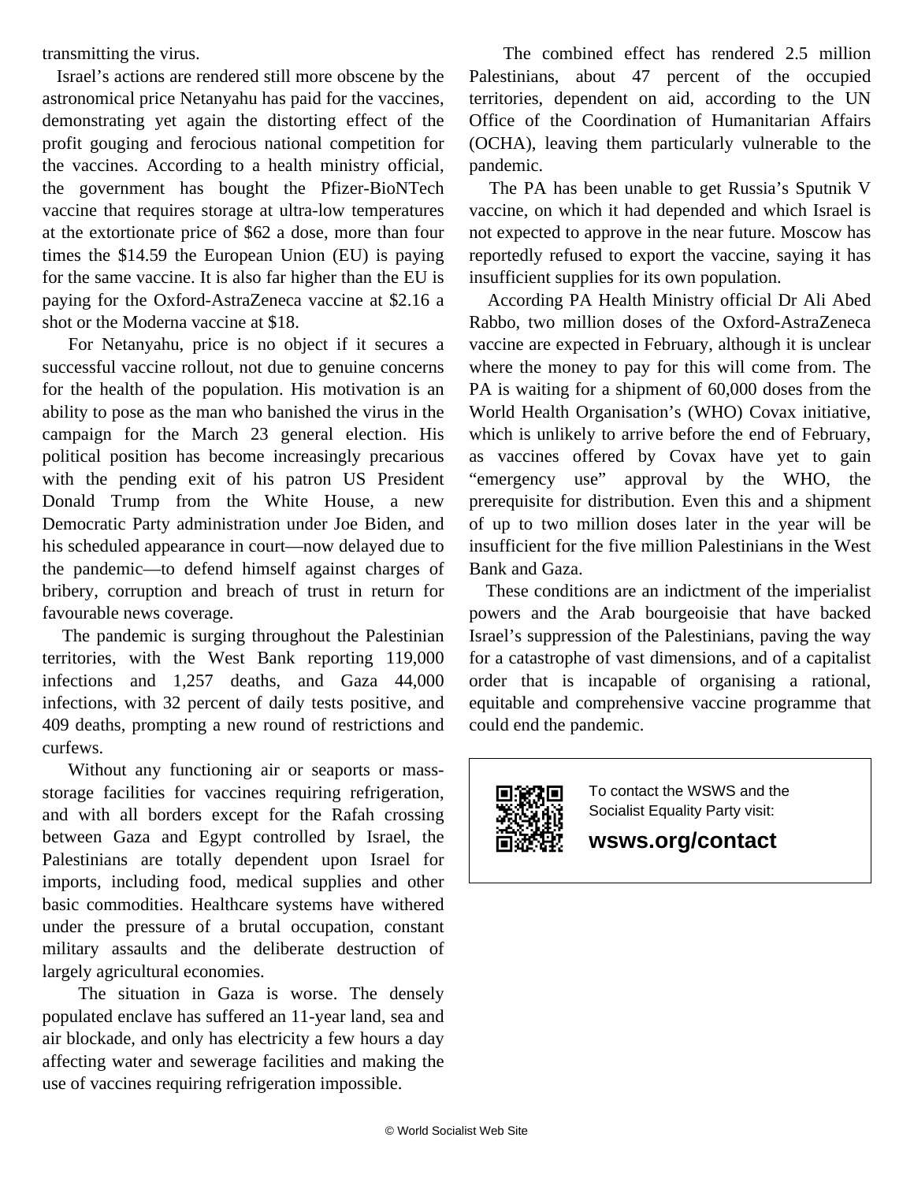transmitting the virus.

Israel's actions are rendered still more obscene by the astronomical price Netanyahu has paid for the vaccines, demonstrating yet again the distorting effect of the profit gouging and ferocious national competition for the vaccines. According to a health ministry official, the government has bought the Pfizer-BioNTech vaccine that requires storage at ultra-low temperatures at the extortionate price of $62 a dose, more than four times the $14.59 the European Union (EU) is paying for the same vaccine. It is also far higher than the EU is paying for the Oxford-AstraZeneca vaccine at $2.16 a shot or the Moderna vaccine at $18.

For Netanyahu, price is no object if it secures a successful vaccine rollout, not due to genuine concerns for the health of the population. His motivation is an ability to pose as the man who banished the virus in the campaign for the March 23 general election. His political position has become increasingly precarious with the pending exit of his patron US President Donald Trump from the White House, a new Democratic Party administration under Joe Biden, and his scheduled appearance in court—now delayed due to the pandemic—to defend himself against charges of bribery, corruption and breach of trust in return for favourable news coverage.

The pandemic is surging throughout the Palestinian territories, with the West Bank reporting 119,000 infections and 1,257 deaths, and Gaza 44,000 infections, with 32 percent of daily tests positive, and 409 deaths, prompting a new round of restrictions and curfews.

Without any functioning air or seaports or mass-storage facilities for vaccines requiring refrigeration, and with all borders except for the Rafah crossing between Gaza and Egypt controlled by Israel, the Palestinians are totally dependent upon Israel for imports, including food, medical supplies and other basic commodities. Healthcare systems have withered under the pressure of a brutal occupation, constant military assaults and the deliberate destruction of largely agricultural economies.

The situation in Gaza is worse. The densely populated enclave has suffered an 11-year land, sea and air blockade, and only has electricity a few hours a day affecting water and sewerage facilities and making the use of vaccines requiring refrigeration impossible.

The combined effect has rendered 2.5 million Palestinians, about 47 percent of the occupied territories, dependent on aid, according to the UN Office of the Coordination of Humanitarian Affairs (OCHA), leaving them particularly vulnerable to the pandemic.

The PA has been unable to get Russia's Sputnik V vaccine, on which it had depended and which Israel is not expected to approve in the near future. Moscow has reportedly refused to export the vaccine, saying it has insufficient supplies for its own population.

According PA Health Ministry official Dr Ali Abed Rabbo, two million doses of the Oxford-AstraZeneca vaccine are expected in February, although it is unclear where the money to pay for this will come from. The PA is waiting for a shipment of 60,000 doses from the World Health Organisation's (WHO) Covax initiative, which is unlikely to arrive before the end of February, as vaccines offered by Covax have yet to gain "emergency use" approval by the WHO, the prerequisite for distribution. Even this and a shipment of up to two million doses later in the year will be insufficient for the five million Palestinians in the West Bank and Gaza.

These conditions are an indictment of the imperialist powers and the Arab bourgeoisie that have backed Israel's suppression of the Palestinians, paving the way for a catastrophe of vast dimensions, and of a capitalist order that is incapable of organising a rational, equitable and comprehensive vaccine programme that could end the pandemic.

To contact the WSWS and the Socialist Equality Party visit:

**wsws.org/contact**